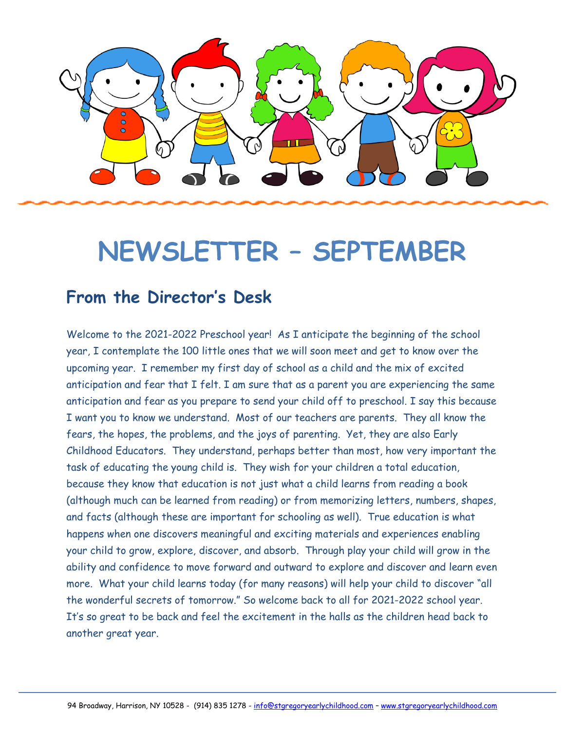# NEWSLETTER – SEPTEMBER

## From the Director's Desk

Welcome to the 2021-2022 Preschool year! As I anticipate the beginning of the school year, I contemplate the 100 little ones that we will soon meet and get to know over the upcoming year. I remember my first day of school as a child and the mix of excited anticipation and fear that I felt. I am sure that as a parent you are experiencing the same anticipation and fear as you prepare to send your child off to preschool. I say this because I want you to know we understand. Most of our teachers are parents. They all know the fears, the hopes, the problems, and the joys of parenting. Yet, they are also Early Childhood Educators. They understand, perhaps better than most, how very important the task of educating the young child is. They wish for your children a total education, because they know that education is not just what a child learns from reading a book (although much can be learned from reading) or from memorizing letters, numbers, shapes, and facts (although these are important for schooling as well). True education is what happens when one discovers meaningful and exciting materials and experiences enabling your child to grow, explore, discover, and absorb. Through play your child will grow in the ability and confidence to move forward and outward to explore and discover and learn even more. What your child learns today (for many reasons) will help your child to discover "all the wonderful secrets of tomorrow." So welcome back to all for 2021-2022 school year. It's so great to be back and feel the excitement in the halls as the children head back to another great year.

94 Broadway, Harrison, NY 10528 - (914) 835 1278 - info@stgregoryearlychildhood.com – www.stgregoryearlychildhood.com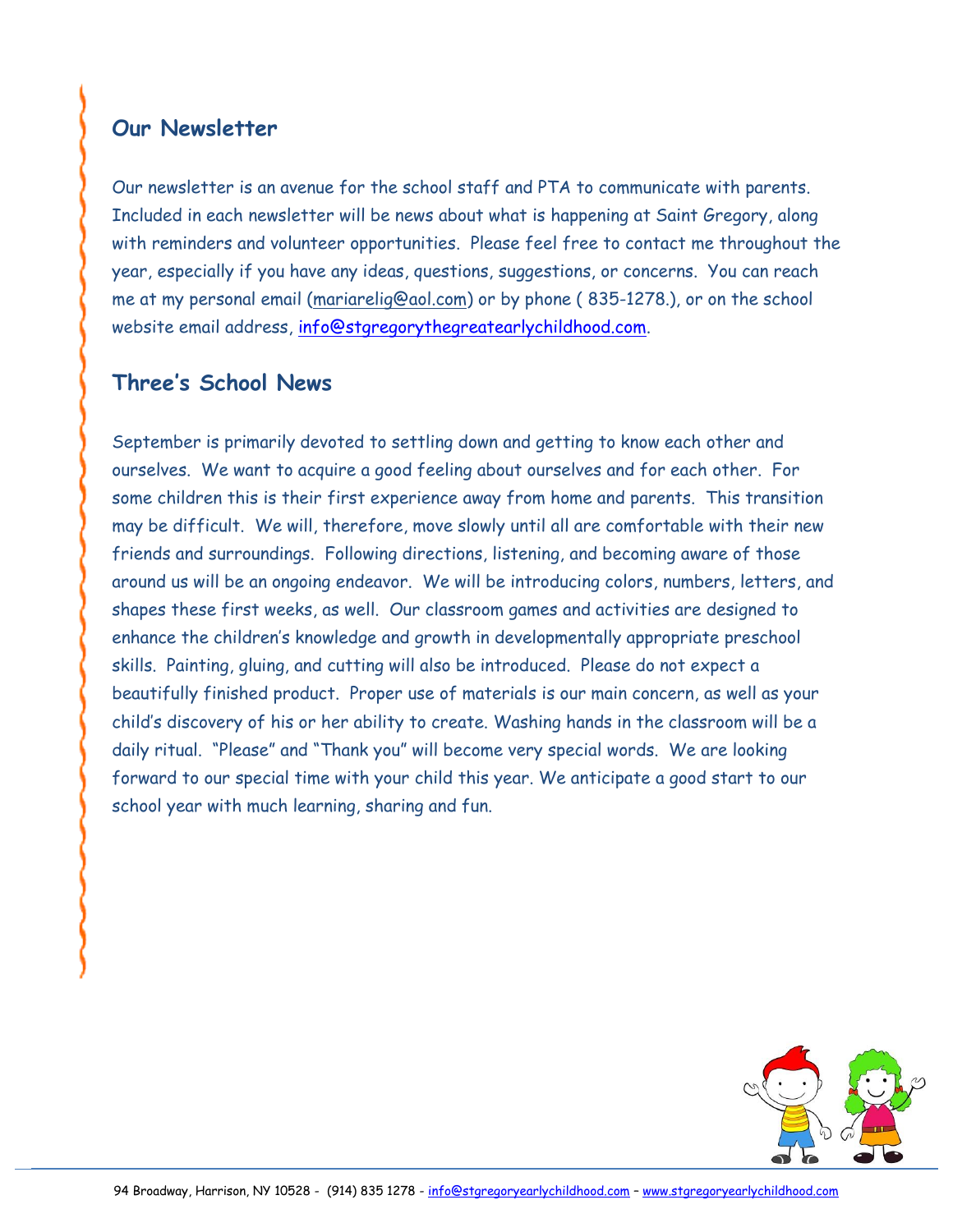## Our Newsletter

Our newsletter is an avenue for the school staff and PTA to communicate with parents. Included in each newsletter will be news about what is happening at Saint Gregory, along with reminders and volunteer opportunities. Please feel free to contact me throughout the year, especially if you have any ideas, questions, suggestions, or concerns. You can reach me at my personal email (mariarelig@aol.com) or by phone ( 835-1278.), or on the school website email address, info@stgregorythegreatearlychildhood.com.

## Three's School News

September is primarily devoted to settling down and getting to know each other and ourselves. We want to acquire a good feeling about ourselves and for each other. For some children this is their first experience away from home and parents. This transition may be difficult. We will, therefore, move slowly until all are comfortable with their new friends and surroundings. Following directions, listening, and becoming aware of those around us will be an ongoing endeavor. We will be introducing colors, numbers, letters, and shapes these first weeks, as well. Our classroom games and activities are designed to enhance the children's knowledge and growth in developmentally appropriate preschool skills. Painting, gluing, and cutting will also be introduced. Please do not expect a beautifully finished product. Proper use of materials is our main concern, as well as your child's discovery of his or her ability to create. Washing hands in the classroom will be a daily ritual. "Please" and "Thank you" will become very special words. We are looking forward to our special time with your child this year. We anticipate a good start to our school year with much learning, sharing and fun.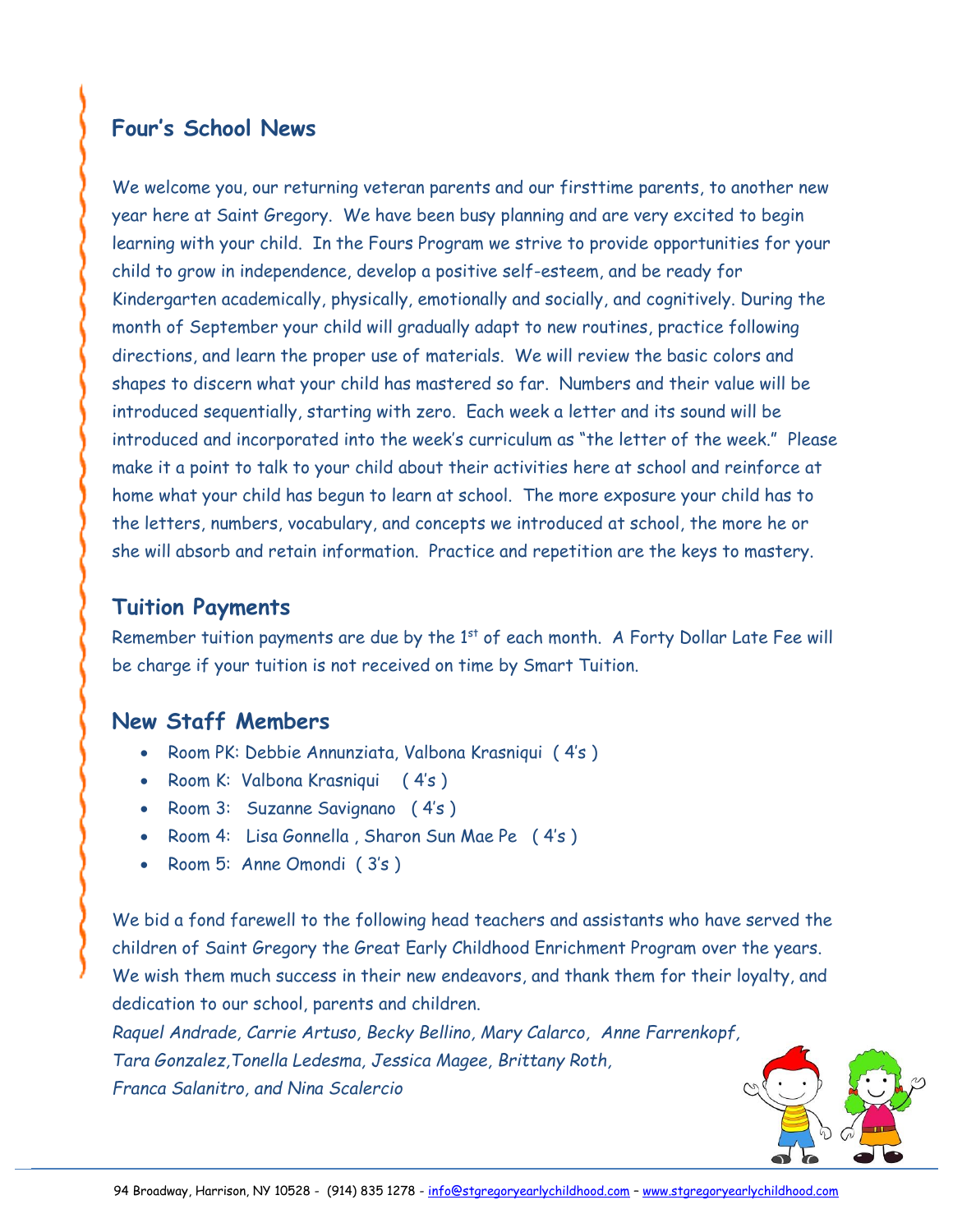## Four's School News

We welcome you, our returning veteran parents and our firsttime parents, to another new year here at Saint Gregory. We have been busy planning and are very excited to begin learning with your child. In the Fours Program we strive to provide opportunities for your child to grow in independence, develop a positive self-esteem, and be ready for Kindergarten academically, physically, emotionally and socially, and cognitively. During the month of September your child will gradually adapt to new routines, practice following directions, and learn the proper use of materials. We will review the basic colors and shapes to discern what your child has mastered so far. Numbers and their value will be introduced sequentially, starting with zero. Each week a letter and its sound will be introduced and incorporated into the week's curriculum as "the letter of the week." Please make it a point to talk to your child about their activities here at school and reinforce at home what your child has begun to learn at school. The more exposure your child has to the letters, numbers, vocabulary, and concepts we introduced at school, the more he or she will absorb and retain information. Practice and repetition are the keys to mastery.

## Tuition Payments

Remember tuition payments are due by the 1st of each month. A Forty Dollar Late Fee will be charge if your tuition is not received on time by Smart Tuition.

## New Staff Members

- Room PK: Debbie Annunziata, Valbona Krasniqui ( 4's )
- Room K: Valbona Krasniqui ( 4's )
- Room 3: Suzanne Savignano ( 4's )
- Room 4: Lisa Gonnella , Sharon Sun Mae Pe ( 4's )
- Room 5: Anne Omondi ( 3's )

We bid a fond farewell to the following head teachers and assistants who have served the children of Saint Gregory the Great Early Childhood Enrichment Program over the years. We wish them much success in their new endeavors, and thank them for their loyalty, and dedication to our school, parents and children.

*Raquel Andrade, Carrie Artuso, Becky Bellino, Mary Calarco, Anne Farrenkopf, Tara Gonzalez,Tonella Ledesma, Jessica Magee, Brittany Roth, Franca Salanitro, and Nina Scalercio*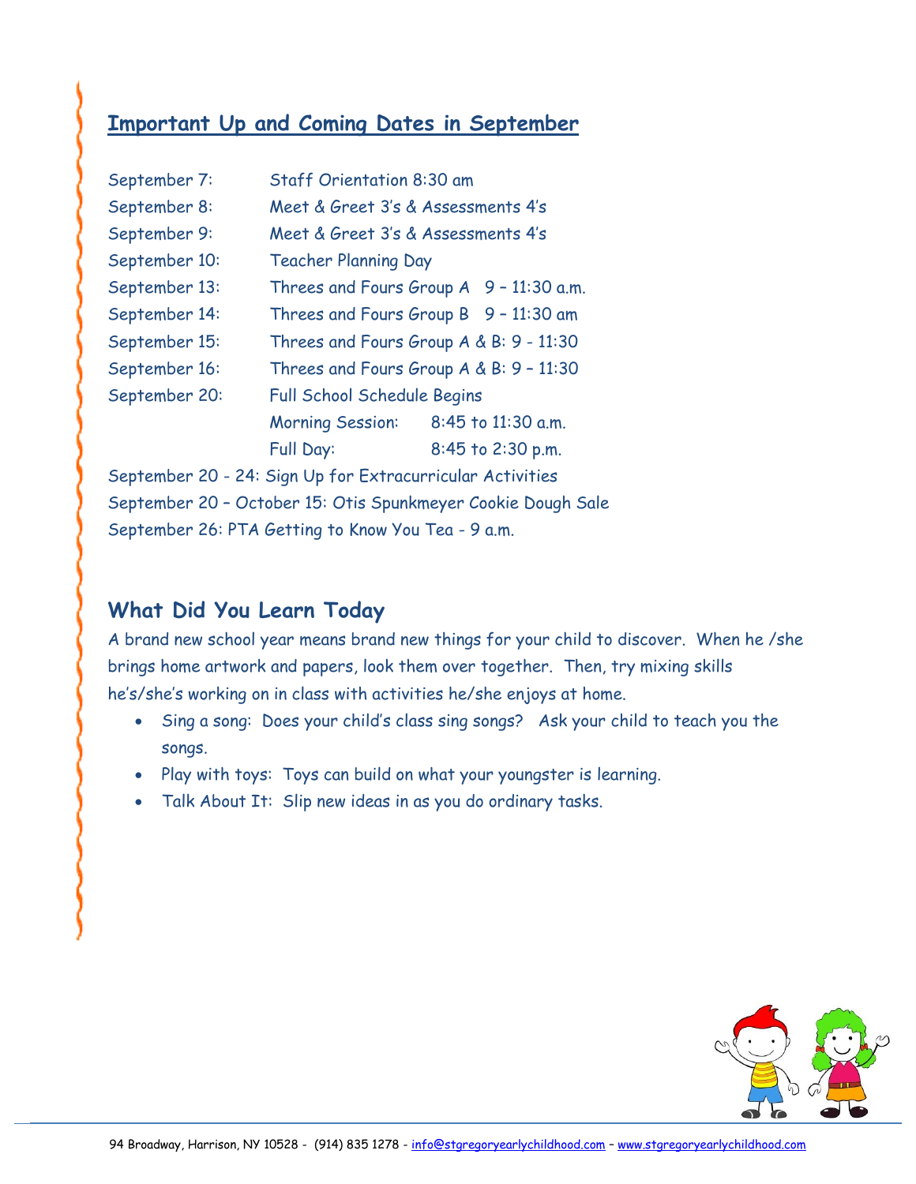## Important Up and Coming Dates in September

| | |
|---|---|
| September 7: | Staff Orientation 8:30 am |
| September 8: | Meet & Greet 3's & Assessments 4's |
| September 9: | Meet & Greet 3's & Assessments 4's |
| September 10: | Teacher Planning Day |
| September 13: | Threes and Fours Group A 9 – 11:30 a.m. |
| September 14: | Threes and Fours Group B 9 – 11:30 am |
| September 15: | Threes and Fours Group A & B: 9 - 11:30 |
| September 16: | Threes and Fours Group A & B: 9 – 11:30 |
| September 20: | Full School Schedule Begins |
| | Morning Session: 8:45 to 11:30 a.m. |
| | Full Day: 8:45 to 2:30 p.m. |

September 20 - 24: Sign Up for Extracurricular Activities

September 20 – October 15: Otis Spunkmeyer Cookie Dough Sale

September 26: PTA Getting to Know You Tea - 9 a.m.

## What Did You Learn Today

A brand new school year means brand new things for your child to discover. When he /she brings home artwork and papers, look them over together. Then, try mixing skills he's/she's working on in class with activities he/she enjoys at home.

- Sing a song: Does your child's class sing songs? Ask your child to teach you the songs.
- Play with toys: Toys can build on what your youngster is learning.
- Talk About It: Slip new ideas in as you do ordinary tasks.

94 Broadway, Harrison, NY 10528 - (914) 835 1278 - info@stgregoryearlychildhood.com – www.stgregoryearlychildhood.com